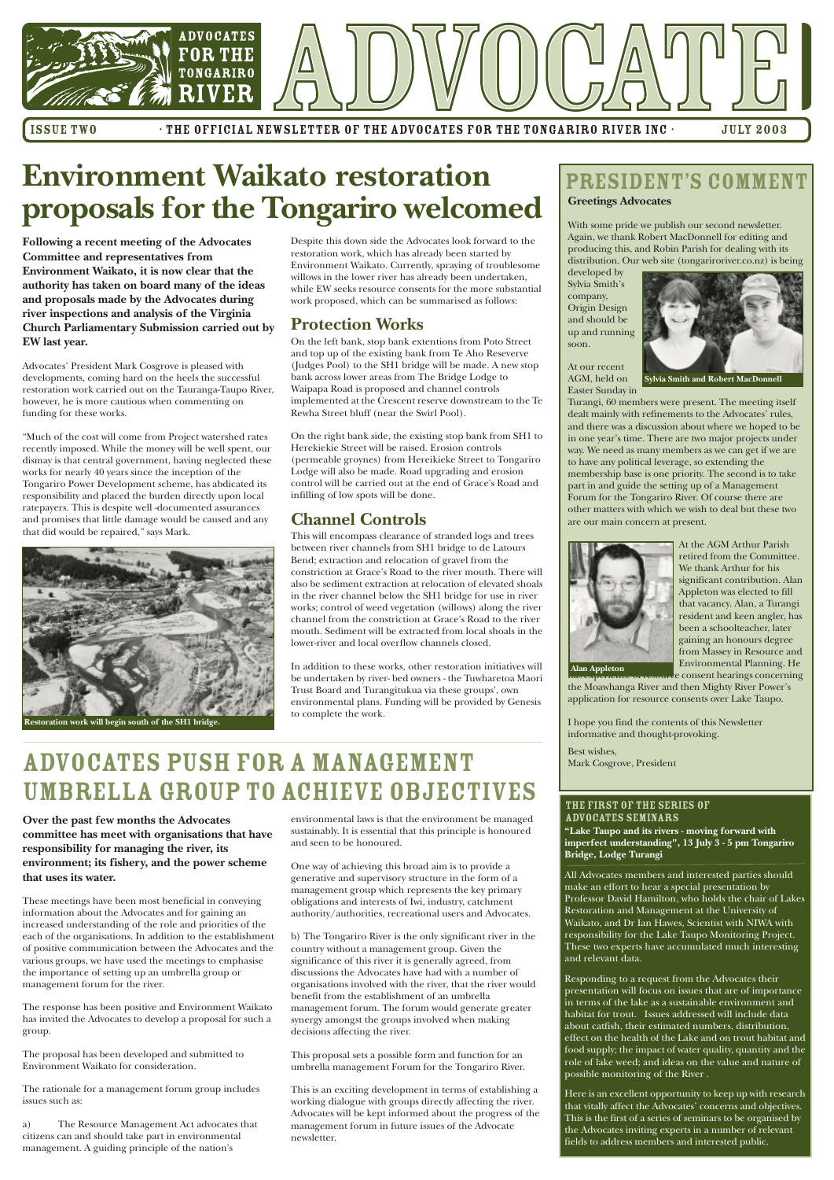# ADVOCATES FOR THE TONGARIRO RIVER — ADVOCATE

ISSUE TWO · THE OFFICIAL NEWSLETTER OF THE ADVOCATES FOR THE TONGARIRO RIVER INC · JULY 2003

# Environment Waikato restoration proposals for the Tongariro welcomed

**Following a recent meeting of the Advocates Committee and representatives from Environment Waikato, it is now clear that the authority has taken on board many of the ideas and proposals made by the Advocates during river inspections and analysis of the Virginia Church Parliamentary Submission carried out by EW last year.**

Advocates' President Mark Cosgrove is pleased with developments, coming hard on the heels the successful restoration work carried out on the Tauranga-Taupo River, however, he is more cautious when commenting on funding for these works.

"Much of the cost will come from Project watershed rates recently imposed. While the money will be well spent, our dismay is that central government, having neglected these works for nearly 40 years since the inception of the Tongariro Power Development scheme, has abdicated its responsibility and placed the burden directly upon local ratepayers. This is despite well -documented assurances and promises that little damage would be caused and any that did would be repaired," says Mark.

Restoration work will begin south of the SH1 bridge.

Despite this down side the Advocates look forward to the restoration work, which has already been started by Environment Waikato. Currently, spraying of troublesome willows in the lower river has already been undertaken, while EW seeks resource consents for the more substantial work proposed, which can be summarised as follows:

## Protection Works

On the left bank, stop bank extentions from Poto Street and top up of the existing bank from Te Aho Reseverve (Judges Pool) to the SH1 bridge will be made. A new stop bank across lower areas from The Bridge Lodge to Waipapa Road is proposed and channel controls implemented at the Crescent reserve downstream to the Te Rewha Street bluff (near the Swirl Pool).

On the right bank side, the existing stop bank from SH1 to Herekiekie Street will be raised. Erosion controls (permeable groynes) from Hereikieke Street to Tongariro Lodge will also be made. Road upgrading and erosion control will be carried out at the end of Grace's Road and infilling of low spots will be done.

## Channel Controls

This will encompass clearance of stranded logs and trees between river channels from SH1 bridge to de Latours Bend; extraction and relocation of gravel from the constriction at Grace's Road to the river mouth. There will also be sediment extraction at relocation of elevated shoals in the river channel below the SH1 bridge for use in river works; control of weed vegetation (willows) along the river channel from the constriction at Grace's Road to the river mouth. Sediment will be extracted from local shoals in the lower-river and local overflow channels closed.

In addition to these works, other restoration initiatives will be undertaken by river- bed owners - the Tuwharetoa Maori Trust Board and Turangitukua via these groups', own environmental plans. Funding will be provided by Genesis to complete the work.

# ADVOCATES PUSH FOR A MANAGEMENT UMBRELLA GROUP TO ACHIEVE OBJECTIVES

**Over the past few months the Advocates committee has meet with organisations that have responsibility for managing the river, its environment; its fishery, and the power scheme that uses its water.**

These meetings have been most beneficial in conveying information about the Advocates and for gaining an increased understanding of the role and priorities of the each of the organisations. In addition to the establishment of positive communication between the Advocates and the various groups, we have used the meetings to emphasise the importance of setting up an umbrella group or management forum for the river.

The response has been positive and Environment Waikato has invited the Advocates to develop a proposal for such a group.

The proposal has been developed and submitted to Environment Waikato for consideration.

The rationale for a management forum group includes issues such as:

a) The Resource Management Act advocates that citizens can and should take part in environmental management. A guiding principle of the nation's environmental laws is that the environment be managed sustainably. It is essential that this principle is honoured and seen to be honoured.

One way of achieving this broad aim is to provide a generative and supervisory structure in the form of a management group which represents the key primary obligations and interests of Iwi, industry, catchment authority/authorities, recreational users and Advocates.

b) The Tongariro River is the only significant river in the country without a management group. Given the significance of this river it is generally agreed, from discussions the Advocates have had with a number of organisations involved with the river, that the river would benefit from the establishment of an umbrella management forum. The forum would generate greater synergy amongst the groups involved when making decisions affecting the river.

This proposal sets a possible form and function for an umbrella management Forum for the Tongariro River.

This is an exciting development in terms of establishing a working dialogue with groups directly affecting the river. Advocates will be kept informed about the progress of the management forum in future issues of the Advocate newsletter.

## PRESIDENT'S COMMENT

**Greetings Advocates**

With some pride we publish our second newsletter. Again, we thank Robert MacDonnell for editing and producing this, and Robin Parish for dealing with its distribution. Our web site (tongariroriver.co.nz) is being developed by Sylvia Smith's company, Origin Design and should be up and running soon.

Sylvia Smith and Robert MacDonnell

At our recent AGM, held on Easter Sunday in Turangi, 60 members were present. The meeting itself dealt mainly with refinements to the Advocates' rules, and there was a discussion about where we hoped to be in one year's time. There are two major projects under way. We need as many members as we can get if we are to have any political leverage, so extending the membership base is one priority. The second is to take part in and guide the setting up of a Management Forum for the Tongariro River. Of course there are other matters with which we wish to deal but these two are our main concern at present.

Alan Appleton

At the AGM Arthur Parish retired from the Committee. We thank Arthur for his significant contribution. Alan Appleton was elected to fill that vacancy. Alan, a Turangi resident and keen angler, has been a schoolteacher, later gaining an honours degree from Massey in Resource and Environmental Planning. He has experience of resource consent hearings concerning the Moawhanga River and then Mighty River Power's application for resource consents over Lake Taupo.

I hope you find the contents of this Newsletter informative and thought-provoking.

Best wishes,
Mark Cosgrove, President

### THE FIRST OF THE SERIES OF ADVOCATES SEMINARS

**"Lake Taupo and its rivers - moving forward with imperfect understanding", 13 July 3 - 5 pm Tongariro Bridge, Lodge Turangi**

All Advocates members and interested parties should make an effort to hear a special presentation by Professor David Hamilton, who holds the chair of Lakes Restoration and Management at the University of Waikato, and Dr Ian Hawes, Scientist with NIWA with responsibility for the Lake Taupo Monitoring Project. These two experts have accumulated much interesting and relevant data.

Responding to a request from the Advocates their presentation will focus on issues that are of importance in terms of the lake as a sustainable environment and habitat for trout. Issues addressed will include data about catfish, their estimated numbers, distribution, effect on the health of the Lake and on trout habitat and food supply; the impact of water quality, quantity and the role of lake weed; and ideas on the value and nature of possible monitoring of the River .

Here is an excellent opportunity to keep up with research that vitally affect the Advocates' concerns and objectives. This is the first of a series of seminars to be organised by the Advocates inviting experts in a number of relevant fields to address members and interested public.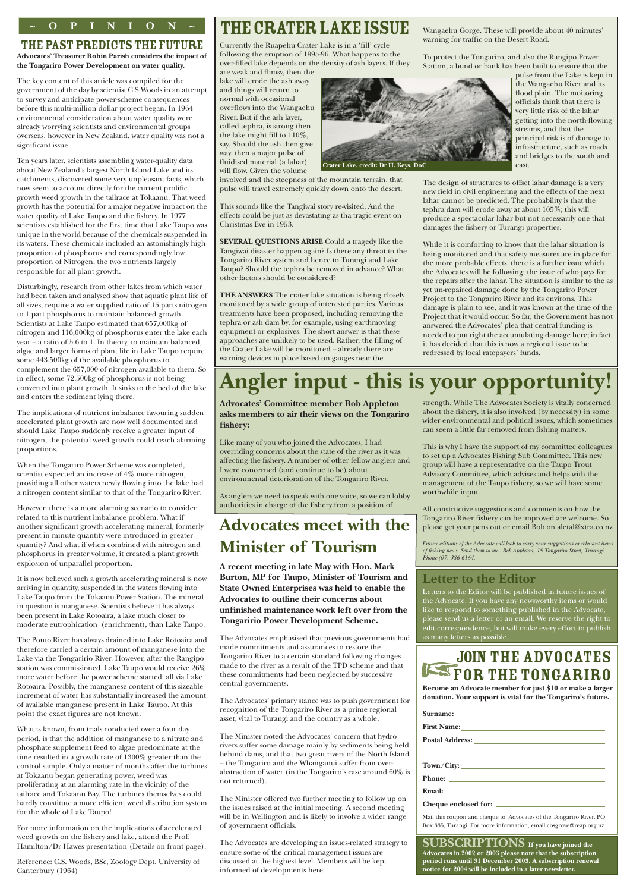~ OPINION ~

## THE PAST PREDICTS THE FUTURE

**Advocates' Treasurer Robin Parish considers the impact of the Tongariro Power Development on water quality.**

The key content of this article was compiled for the government of the day by scientist C.S.Woods in an attempt to survey and anticipate power-scheme consequences before this multi-million dollar project began. In 1964 environmental consideration about water quality were already worrying scientists and environmental groups overseas, however in New Zealand, water quality was not a significant issue.

Ten years later, scientists assembling water-quality data about New Zealand's largest North Island Lake and its catchments, discovered some very unpleasant facts, which now seem to account directly for the current prolific growth weed growth in the tailrace at Tokaanu. That weed growth has the potential for a major negative impact on the water quality of Lake Taupo and the fishery. In 1977 scientists established for the first time that Lake Taupo was unique in the world because of the chemicals suspended in its waters. These chemicals included an astonishingly high proportion of phosphorus and correspondingly low proportion of Nitrogen, the two nutrients largely responsible for all plant growth.

Disturbingly, research from other lakes from which water had been taken and analysed show that aquatic plant life of all sizes, require a water supplied ratio of 15 parts nitrogen to 1 part phosphorus to maintain balanced growth. Scientists at Lake Taupo estimated that 657,000kg of nitrogen and 116,000kg of phosphorus enter the lake each year – a ratio of 5.6 to 1. In theory, to maintain balanced, algae and larger forms of plant life in Lake Taupo require some 443,500kg of the available phosphorus to complement the 657,000 of nitrogen available to them. So in effect, some 72,500kg of phosphorus is not being converted into plant growth. It sinks to the bed of the lake and enters the sediment lying there.

The implications of nutrient imbalance favouring sudden accelerated plant growth are now well documented and should Lake Taupo suddenly receive a greater input of nitrogen, the potential weed growth could reach alarming proportions.

When the Tongariro Power Scheme was completed, scientist expected an increase of 4% more nitrogen, providing all other waters newly flowing into the lake had a nitrogen content similar to that of the Tongariro River.

However, there is a more alarming scenario to consider related to this nutrient imbalance problem. What if another significant growth accelerating mineral, formerly present in minute quantity were introduced in greater quantity? And what if when combined with nitrogen and phosphorus in greater volume, it created a plant growth explosion of unparallel proportion.

It is now believed such a growth accelerating mineral is now arriving in quantity, suspended in the waters flowing into Lake Taupo from the Tokaanu Power Station. The mineral in question is manganese. Scientists believe it has always been present in Lake Rotoaira, a lake much closer to moderate eutrophication (enrichment), than Lake Taupo.

The Pouto River has always drained into Lake Rotoaira and therefore carried a certain amount of manganese into the Lake via the Tongaririo River. However, after the Rangipo station was commissioned, Lake Taupo would receive 26% more water before the power scheme started, all via Lake Rotoaira. Possibly, the manganese content of this sizeable increment of water has substantially increased the amount of available manganese present in Lake Taupo. At this point the exact figures are not known.

What is known, from trials conducted over a four day period, is that the addition of manganese to a nitrate and phosphate supplement feed to algae predominate at the time resulted in a growth rate of 1300% greater than the control sample. Only a matter of months after the turbines at Tokaanu began generating power, weed was proliferating at an alarming rate in the vicinity of the tailrace and Tokaanu Bay. The turbines themselves could hardly constitute a more efficient weed distribution system for the whole of Lake Taupo!

For more information on the implications of accelerated weed growth on the fishery and lake, attend the Prof. Hamilton/Dr Hawes presentation (Details on front page).

Reference: C.S. Woods, BSc, Zoology Dept, University of Canterbury (1964)

# THE CRATER LAKE ISSUE

Currently the Ruapehu Crater Lake is in a 'fill' cycle following the eruption of 1995-96. What happens to the over-filled lake depends on the density of ash layers. If they are weak and flimsy, then the lake will erode the ash away and things will return to normal with occasional overflows into the Wangaehu River. But if the ash layer, called tephra, is strong then the lake might fill to 110%, say. Should the ash then give way, then a major pulse of fluidised material (a lahar) will flow. Given the volume involved and the steepness of the mountain terrain, that pulse will travel extremely quickly down onto the desert.

Crater Lake, credit: Dr H. Keys, DoC

This sounds like the Tangiwai story re-visited. And the effects could be just as devastating as tha tragic event on Christmas Eve in 1953.

**SEVERAL QUESTIONS ARISE** Could a tragedy like the Tangiwai disaster happen again? Is there any threat to the Tongariro River system and hence to Turangi and Lake Taupo? Should the tephra be removed in advance? What other factors should be considered?

**THE ANSWERS** The crater lake situation is being closely monitored by a wide group of interested parties. Various treatments have been proposed, including removing the tephra or ash dam by, for example, using earthmoving equipment or explosives. The short answer is that these approaches are unlikely to be used. Rather, the filling of the Crater Lake will be monitored – already there are warning devices in place based on gauges near the Wangaehu Gorge. These will provide about 40 minutes' warning for traffic on the Desert Road.

To protect the Tongariro, and also the Rangipo Power Station, a bund or bank has been built to ensure that the pulse from the Lake is kept in the Wangaehu River and its flood plain. The moitoring officials think that there is very little risk of the lahar getting into the north-flowing streams, and that the principal risk is of damage to infrastructure, such as roads and bridges to the south and east.

The design of structures to offset lahar damage is a very new field in civil engineering and the effects of the next lahar cannot be predicted. The probability is that the tephra dam will erode away at about 105%; this will produce a spectacular lahar but not necessarily one that damages the fishery or Turangi properties.

While it is comforting to know that the lahar situation is being monitored and that safety measures are in place for the more probable effects, there is a further issue which the Advocates will be following; the issue of who pays for the repairs after the lahar. The situation is similar to the as yet un-repaired damage done by the Tongariro Power Project to the Tongariro River and its environs. This damage is plain to see, and it was known at the time of the Project that it would occur. So far, the Government has not answered the Advocates' plea that central funding is needed to put right the accumulating damage here; in fact, it has decided that this is now a regional issue to be redressed by local ratepayers' funds.

# Angler input - this is your opportunity!

**Advocates' Committee member Bob Appleton asks members to air their views on the Tongariro fishery:**

Like many of you who joined the Advocates, I had overriding concerns about the state of the river as it was affecting the fishery. A number of other fellow anglers and I were concerned (and continue to be) about environmental deterioration of the Tongariro River.

As anglers we need to speak with one voice, so we can lobby authorities in charge of the fishery from a position of strength. While The Advocates Society is vitally concerned about the fishery, it is also involved (by necessity) in some wider environmental and political issues, which sometimes can seem a little far removed from fishing matters.

This is why I have the support of my committee colleagues to set up a Advocates Fishing Sub Committee. This new group will have a representative on the Taupo Trout Advisory Committee, which advises and helps with the management of the Taupo fishery, so we will have some worthwhile input.

All constructive suggestions and comments on how the Tongariro River fishery can be improved are welcome. So please get your pens out or email Bob on aletal@xtra.co.nz

*Future editions of the Advocate will look to carry your suggestions or relevant items of fishing news. Send them to me - Bob Appleton, 19 Tongariro Street, Turangi. Phone (07) 386 6164.*

# Advocates meet with the Minister of Tourism

**A recent meeting in late May with Hon. Mark Burton, MP for Taupo, Minister of Tourism and State Owned Enterprises was held to enable the Advocates to outline their concerns about unfinished maintenance work left over from the Tongaririo Power Development Scheme.**

The Advocates emphasised that previous governments had made commitments and assurances to restore the Tongariro River to a certain standard following changes made to the river as a result of the TPD scheme and that these commitments had been neglected by successive central governments.

The Advocates' primary stance was to push government for recognition of the Tongariro River as a prime regional asset, vital to Turangi and the country as a whole.

The Minister noted the Advocates' concern that hydro rivers suffer some damage mainly by sediments being held behind dams, and that two great rivers of the North Island – the Tongariro and the Whanganui suffer from over-abstraction of water (in the Tongariro's case around 60% is not returned).

The Minister offered two further meeting to follow up on the issues raised at the initial meeting. A second meeting will be in Wellington and is likely to involve a wider range of government officials.

The Advocates are developing an issues-related strategy to ensure some of the critical management issues are discussed at the highest level. Members will be kept informed of developments here.

## Letter to the Editor

Letters to the Editor will be published in future issues of the Advocate. If you have any newsworthy items or would like to respond to something published in the Advocate, please send us a letter or an email. We reserve the right to edit correspondence, but will make every effort to publish as many letters as possible.

## JOIN THE ADVOCATES FOR THE TONGARIRO

**Become an Advocate member for just $10 or make a larger donation. Your support is vital for the Tongariro's future.**

Surname: ____________

First Name: ____________

Postal Address: ____________

____________

Town/City: ____________

Phone: ____________

Email: ____________

Cheque enclosed for: ____________

Mail this coupon and cheque to: Advocates of the Tongariro River, PO Box 335, Turangi. For more information, email cosgrove@reap.org.nz

**SUBSCRIPTIONS If you have joined the Advocates in 2002 or 2003 please note that the subscription period runs until 31 December 2003. A subscription renewal notice for 2004 will be included in a later newsletter.**